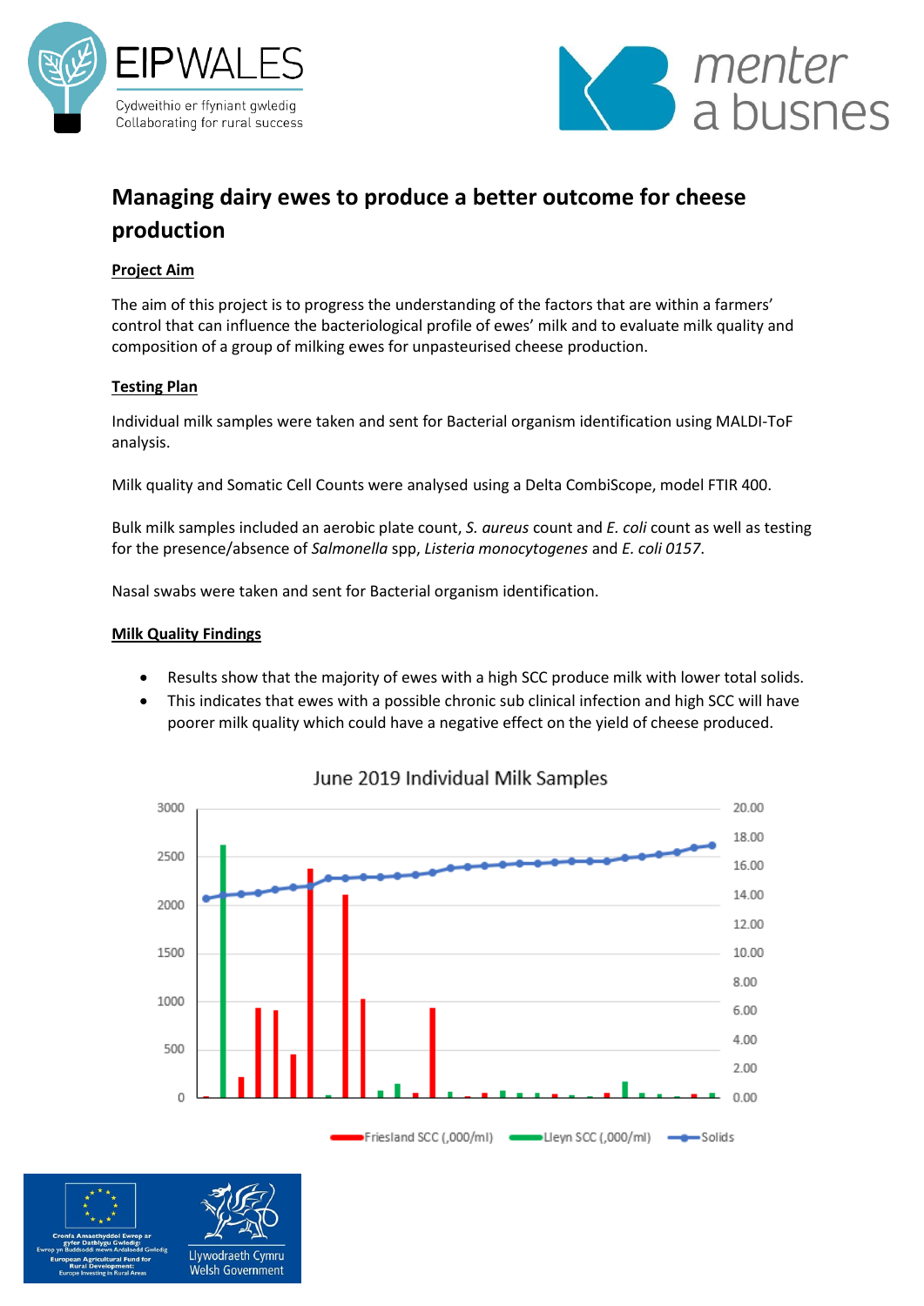# Managing dairy ewes to produce a better outcome for cheese production

## Project Aim

The aim of this project is to progress the understanding of the factors that are within a farmers' control that can influence the bacteriological profile of ewes' milk and to evaluate milk quality and composition of a group of milking ewes for unpasteurised cheese production.

## Testing Plan

Individual milk samples were taken and sent for Bacterial organism identification using MALDI-ToF analysis.

Milk quality and Somatic Cell Counts were analysed using a Delta CombiScope, model FTIR 400.

Bulk milk samples included an aerobic plate count, *S. aureus* count and *E. coli* count as well as testing for the presence/absence of *Salmonella* spp, *Listeria monocytogenes* and *E. coli 0157*.

Nasal swabs were taken and sent for Bacterial organism identification.

## Milk Quality Findings

- Results show that the majority of ewes with a high SCC produce milk with lower total solids.
- This indicates that ewes with a possible chronic sub clinical infection and high SCC will have poorer milk quality which could have a negative effect on the yield of cheese produced.

June 2019 Individual Milk Samples

3000
2500
2000
1500
1000
500
0

20.00
18.00
16.00
14.00
12.00
10.00
8.00
6.00
4.00
2.00
0.00

Friesland SCC (,000/ml)
Lleyn SCC (,000/ml)
Solids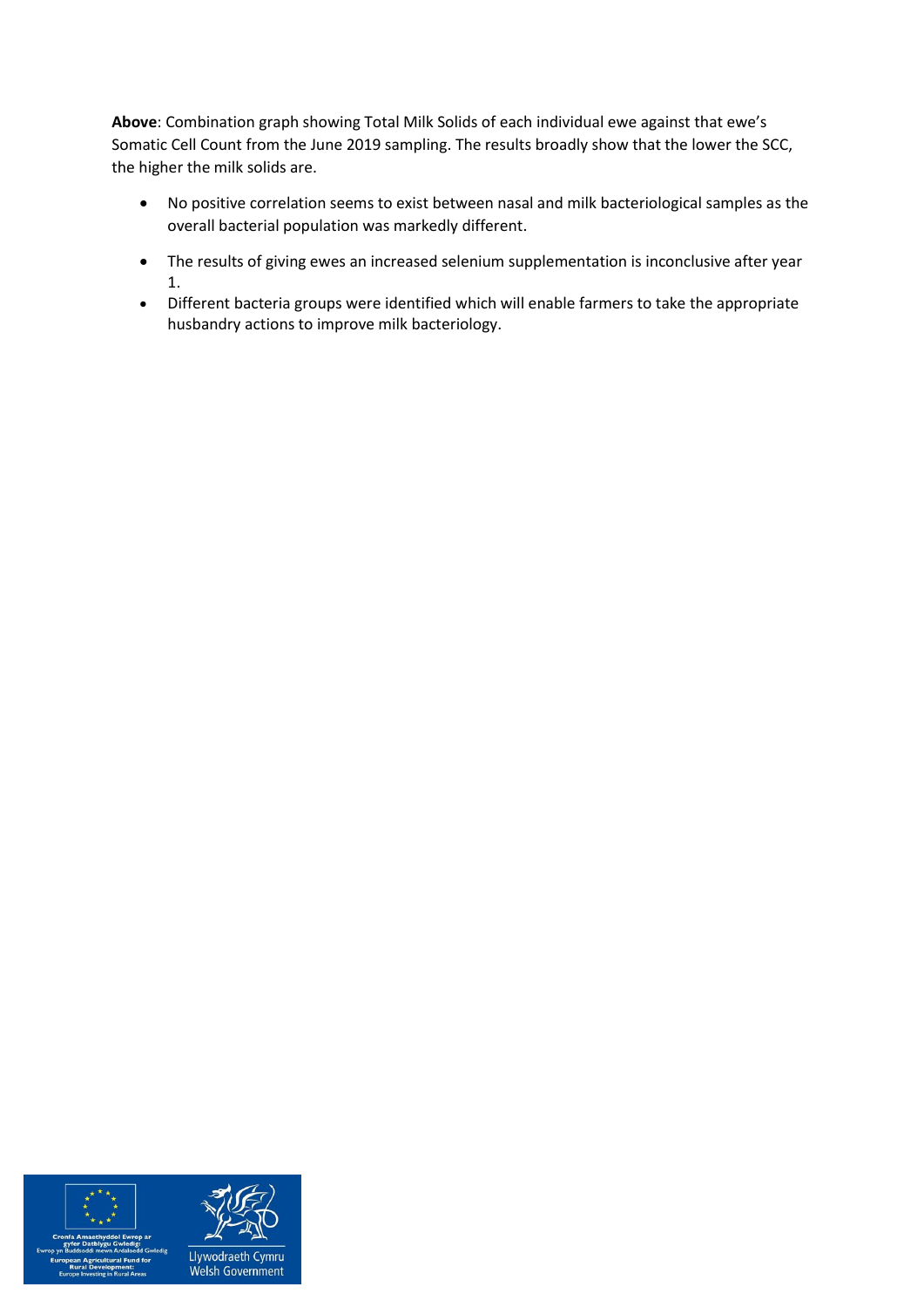**Above**: Combination graph showing Total Milk Solids of each individual ewe against that ewe's Somatic Cell Count from the June 2019 sampling. The results broadly show that the lower the SCC, the higher the milk solids are.

- No positive correlation seems to exist between nasal and milk bacteriological samples as the overall bacterial population was markedly different.
- The results of giving ewes an increased selenium supplementation is inconclusive after year 1.
- Different bacteria groups were identified which will enable farmers to take the appropriate husbandry actions to improve milk bacteriology.